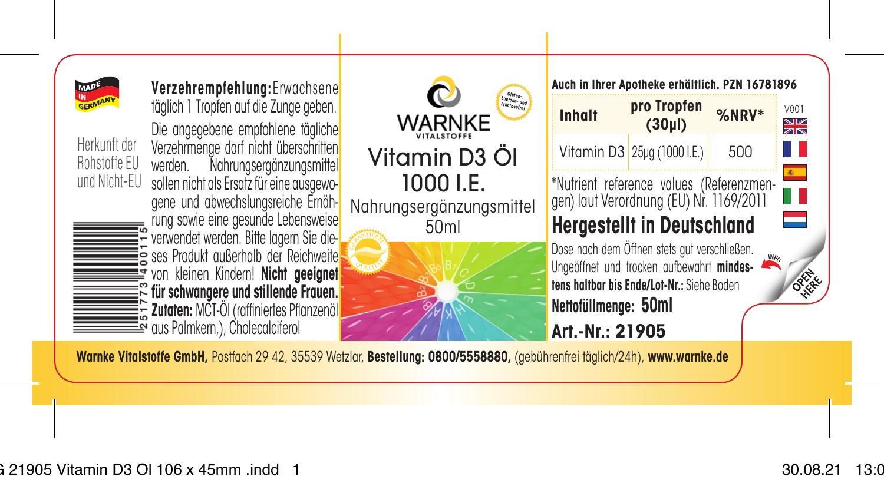MADE IN GERMANY

Herkunft der Rohstoffe EU und Nicht-EU

**Verzehrempfehlung:** Erwachsene täglich 1 Tropfen auf die Zunge geben. Die angegebene empfohlene tägliche Verzehrmenge darf nicht überschritten werden. Nahrungsergänzungsmittel sollen nicht als Ersatz für eine ausgewogene und abwechslungsreiche Ernährung sowie eine gesunde Lebensweise verwendet werden. Bitte lagern Sie dieses Produkt außerhalb der Reichweite von kleinen Kindern! **Nicht geeignet für schwangere und stillende Frauen.** **Zutaten:** MCT-Öl (raffiniertes Pflanzenöl aus Palmkern,), Cholecalciferol

4251773400115

WARNKE VITALSTOFFE

Gluten-, Lactose- und Fructosefrei

# Vitamin D3 Öl 1000 I.E.

Nahrungsergänzungsmittel

50ml

GARANTIERTE QUALITÄT

**Auch in Ihrer Apotheke erhältlich. PZN 16781896**

| Inhalt | pro Tropfen (30µl) | %NRV* |
|---|---|---|
| Vitamin D3 | 25µg (1000 I.E.) | 500 |

V001

*Nutrient reference values (Referenzmengen) laut Verordnung (EU) Nr. 1169/2011

## Hergestellt in Deutschland

Dose nach dem Öffnen stets gut verschließen. Ungeöffnet und trocken aufbewahrt **mindestens haltbar bis Ende/Lot-Nr.:** Siehe Boden

**Nettofüllmenge: 50ml**

**Art.-Nr.: 21905**

INFO

OPEN HERE

**Warnke Vitalstoffe GmbH,** Postfach 29 42, 35539 Wetzlar, **Bestellung: 0800/5558880,** (gebührenfrei täglich/24h), **www.warnke.de**

G 21905 Vitamin D3 Öl 106 x 45mm .indd 1 30.08.21 13:0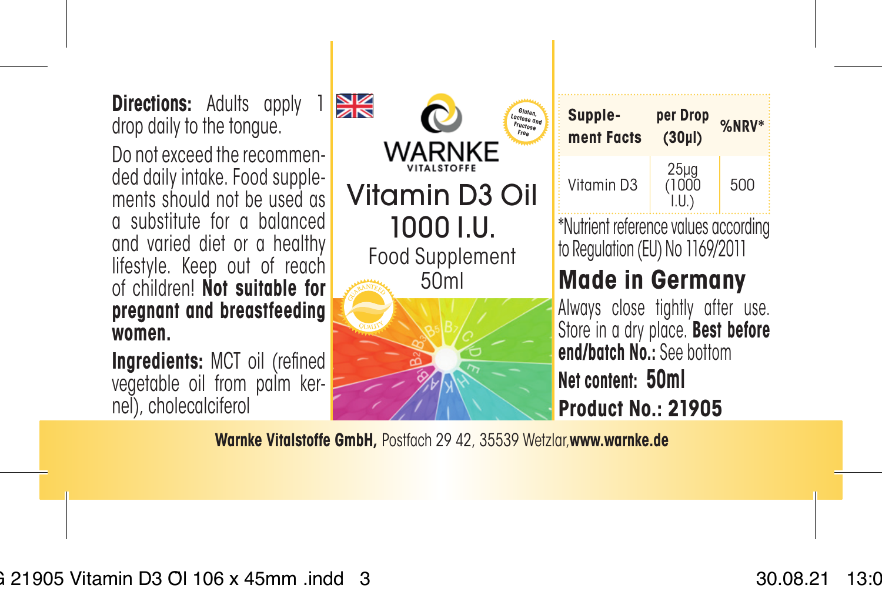**Directions:** Adults apply 1 drop daily to the tongue.

Do not exceed the recommended daily intake. Food supplements should not be used as a substitute for a balanced and varied diet or a healthy lifestyle. Keep out of reach of children! **Not suitable for pregnant and breastfeeding women.**

**Ingredients:** MCT oil (refined vegetable oil from palm kernel), cholecalciferol

WARNKE VITALSTOFFE

Gluten, Lactose and Fructose Free

# Vitamin D3 Oil 1000 I.U.

Food Supplement
50ml

GUARANTEED QUALITY

B1 B2 B3 B5 B7 C D E H K A

| Supplement Facts | per Drop (30µl) | %NRV* |
|---|---|---|
| Vitamin D3 | 25µg (1000 I.U.) | 500 |

*Nutrient reference values according to Regulation (EU) No 1169/2011

## Made in Germany

Always close tightly after use. Store in a dry place. **Best before end/batch No.:** See bottom

**Net content: 50ml**

**Product No.: 21905**

**Warnke Vitalstoffe GmbH,** Postfach 29 42, 35539 Wetzlar, **www.warnke.de**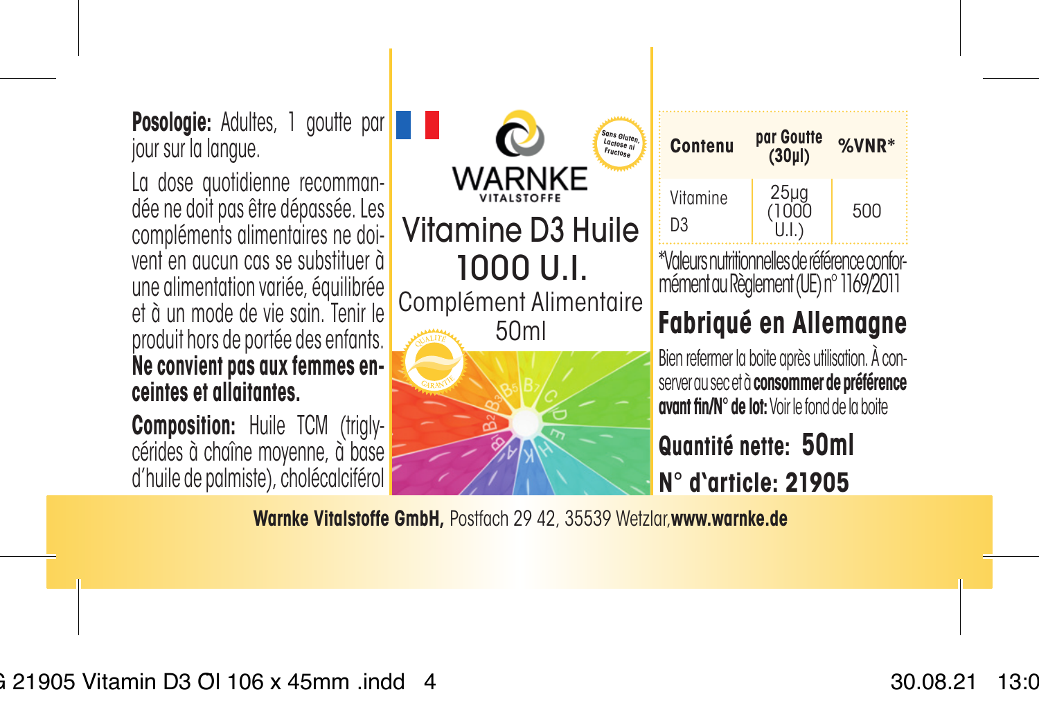**Posologie:** Adultes, 1 goutte par jour sur la langue.

La dose quotidienne recommandée ne doit pas être dépassée. Les compléments alimentaires ne doivent en aucun cas se substituer à une alimentation variée, équilibrée et à un mode de vie sain. Tenir le produit hors de portée des enfants. **Ne convient pas aux femmes enceintes et allaitantes.**

**Composition:** Huile TCM (triglycérides à chaîne moyenne, à base d'huile de palmiste), cholécalciférol

WARNKE VITALSTOFFE

Sans Gluten, Lactose ni Fructose

# Vitamine D3 Huile 1000 U.I.

Complément Alimentaire

50ml

| Contenu | par Goutte (30µl) | %VNR* |
|---|---|---|
| Vitamine D3 | 25µg (1000 U.I.) | 500 |

*Valeurs nutritionnelles de référence conformément au Règlement (UE) n° 1169/2011

## Fabriqué en Allemagne

Bien refermer la boite après utilisation. À conserver au sec et à **consommer de préférence avant fin/N° de lot:** Voir le fond de la boite

**Quantité nette: 50ml**

**N° d'article: 21905**

**Warnke Vitalstoffe GmbH,** Postfach 29 42, 35539 Wetzlar, **www.warnke.de**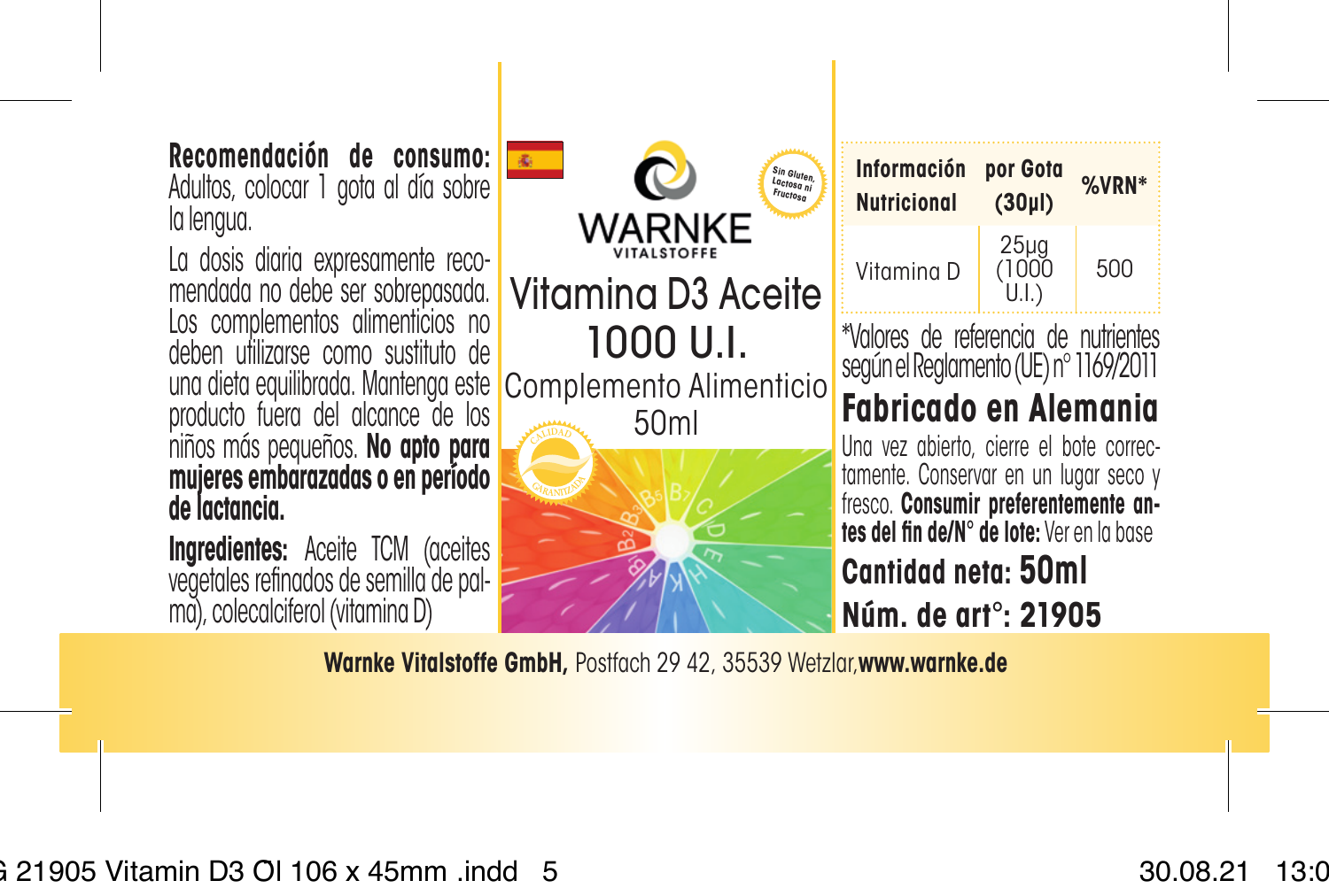**Recomendación de consumo:** Adultos, colocar 1 gota al día sobre la lengua.

La dosis diaria expresamente recomendada no debe ser sobrepasada. Los complementos alimenticios no deben utilizarse como sustituto de una dieta equilibrada. Mantenga este producto fuera del alcance de los niños más pequeños. **No apto para mujeres embarazadas o en período de lactancia.**

**Ingredientes:** Aceite TCM (aceites vegetales refinados de semilla de palma), colecalciferol (vitamina D)

WARNKE VITALSTOFFE

Sin Gluten, Lactosa ni Fructosa

# Vitamina D3 Aceite 1000 U.I.

Complemento Alimenticio

50ml

CALIDAD GARANTIZADA

| Información Nutricional | por Gota (30µl) | %VRN* |
|---|---|---|
| Vitamina D | 25µg (1000 U.I.) | 500 |

*Valores de referencia de nutrientes según el Reglamento (UE) nº 1169/2011

## Fabricado en Alemania

Una vez abierto, cierre el bote correctamente. Conservar en un lugar seco y fresco. **Consumir preferentemente antes del fin de/N° de lote:** Ver en la base

**Cantidad neta: 50ml**

**Núm. de art°: 21905**

**Warnke Vitalstoffe GmbH,** Postfach 29 42, 35539 Wetzlar, **www.warnke.de**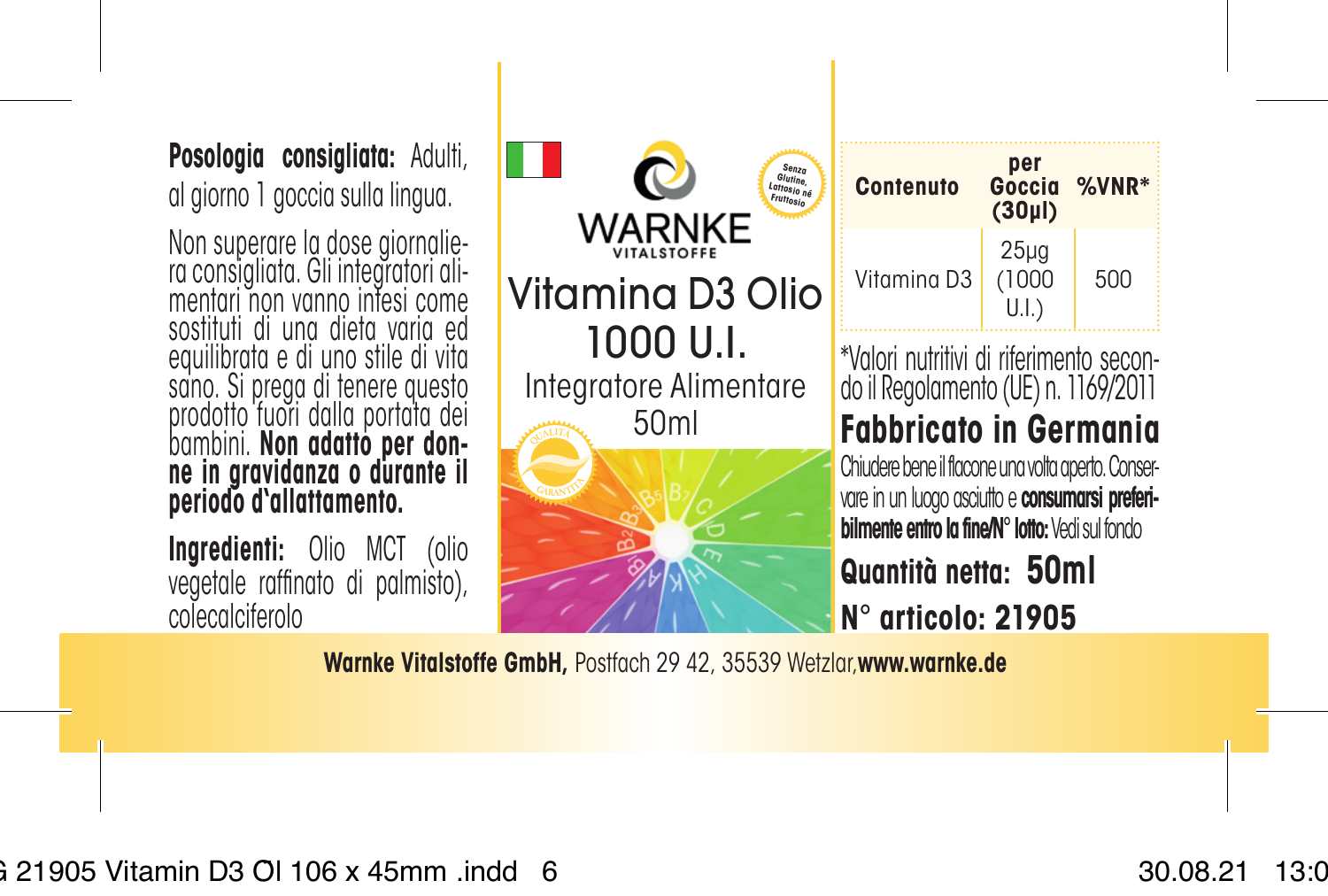**Posologia consigliata:** Adulti, al giorno 1 goccia sulla lingua.

Non superare la dose giornaliera consigliata. Gli integratori alimentari non vanno intesi come sostituti di una dieta varia ed equilibrata e di uno stile di vita sano. Si prega di tenere questo prodotto fuori dalla portata dei bambini. **Non adatto per donne in gravidanza o durante il periodo d'allattamento.**

**Ingredienti:** Olio MCT (olio vegetale raffinato di palmisto), colecalciferolo

WARNKE VITALSTOFFE

Senza Glutine, Lattosio né Fruttosio

# Vitamina D3 Olio 1000 U.I.

Integratore Alimentare

50ml

QUALITÀ GARANTITA

B1 B2 B3 B5 B7 C D E H K A

| Contenuto | per Goccia (30µl) | %VNR* |
|---|---|---|
| Vitamina D3 | 25µg (1000 U.I.) | 500 |

*Valori nutritivi di riferimento secondo il Regolamento (UE) n. 1169/2011

**Fabbricato in Germania**

Chiudere bene il flacone una volta aperto. Conservare in un luogo asciutto e **consumarsi preferibilmente entro la fine/N° lotto:** Vedi sul fondo

**Quantità netta: 50ml**

**N° articolo: 21905**

**Warnke Vitalstoffe GmbH,** Postfach 29 42, 35539 Wetzlar, **www.warnke.de**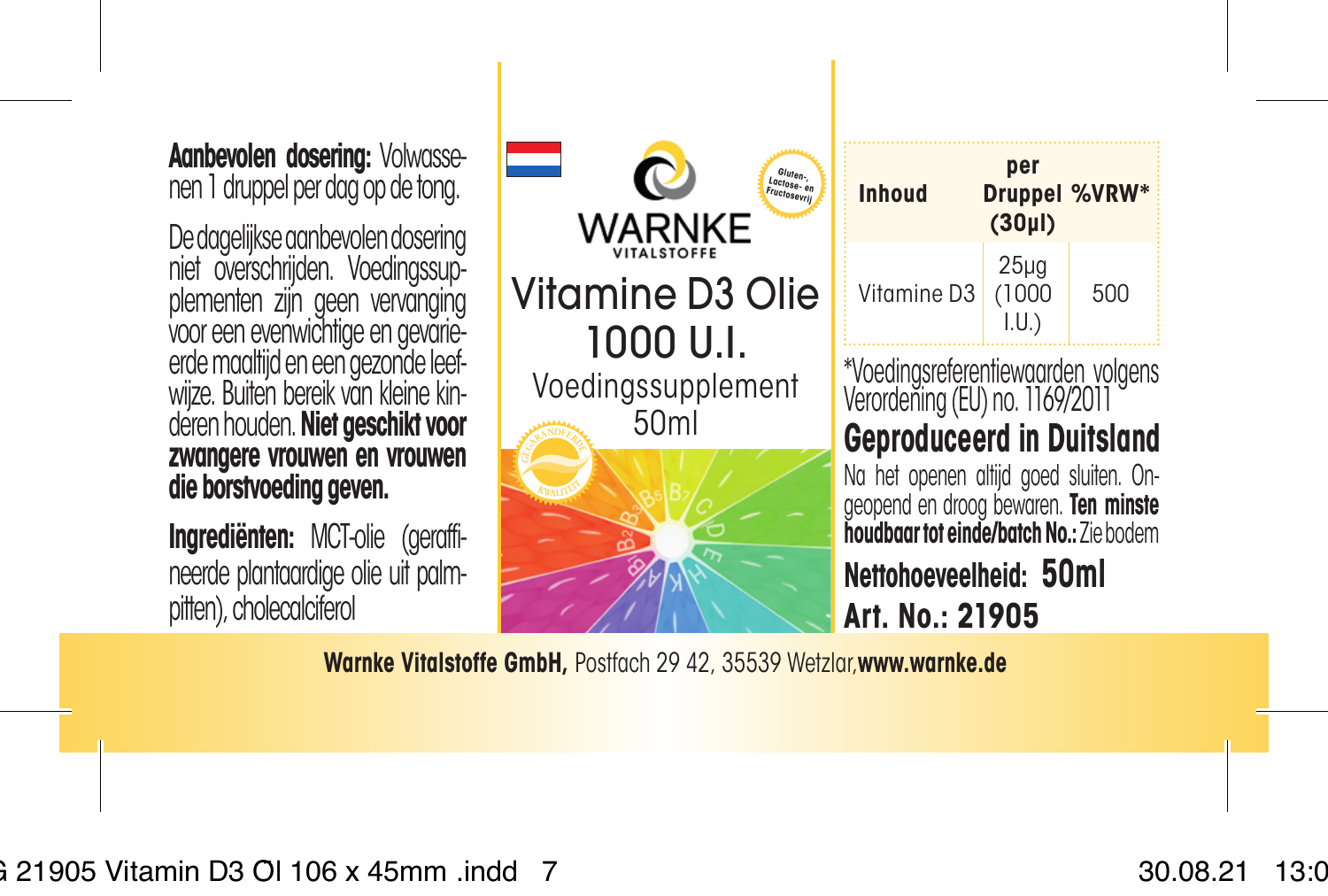**Aanbevolen dosering:** Volwassenen 1 druppel per dag op de tong.

De dagelijkse aanbevolen dosering niet overschrijden. Voedingssupplementen zijn geen vervanging voor een evenwichtige en gevarieerde maaltijd en een gezonde leefwijze. Buiten bereik van kleine kinderen houden. **Niet geschikt voor zwangere vrouwen en vrouwen die borstvoeding geven.**

**Ingrediënten:** MCT-olie (geraffineerde plantaardige olie uit palmpitten), cholecalciferol

WARNKE VITALSTOFFE

Gluten-, Lactose- en Fructosevrij

# Vitamine D3 Olie 1000 U.I.

Voedingssupplement
50ml

GEGARANDEERDE KWALITEIT

| Inhoud | per Druppel (30µl) | %VRW* |
|---|---|---|
| Vitamine D3 | 25µg (1000 I.U.) | 500 |

*Voedingsreferentiewaarden volgens Verordening (EU) no. 1169/2011

**Geproduceerd in Duitsland**

Na het openen altijd goed sluiten. Ongeopend en droog bewaren. **Ten minste houdbaar tot einde/batch No.:** Zie bodem

**Nettohoeveelheid: 50ml**

**Art. No.: 21905**

**Warnke Vitalstoffe GmbH,** Postfach 29 42, 35539 Wetzlar, **www.warnke.de**